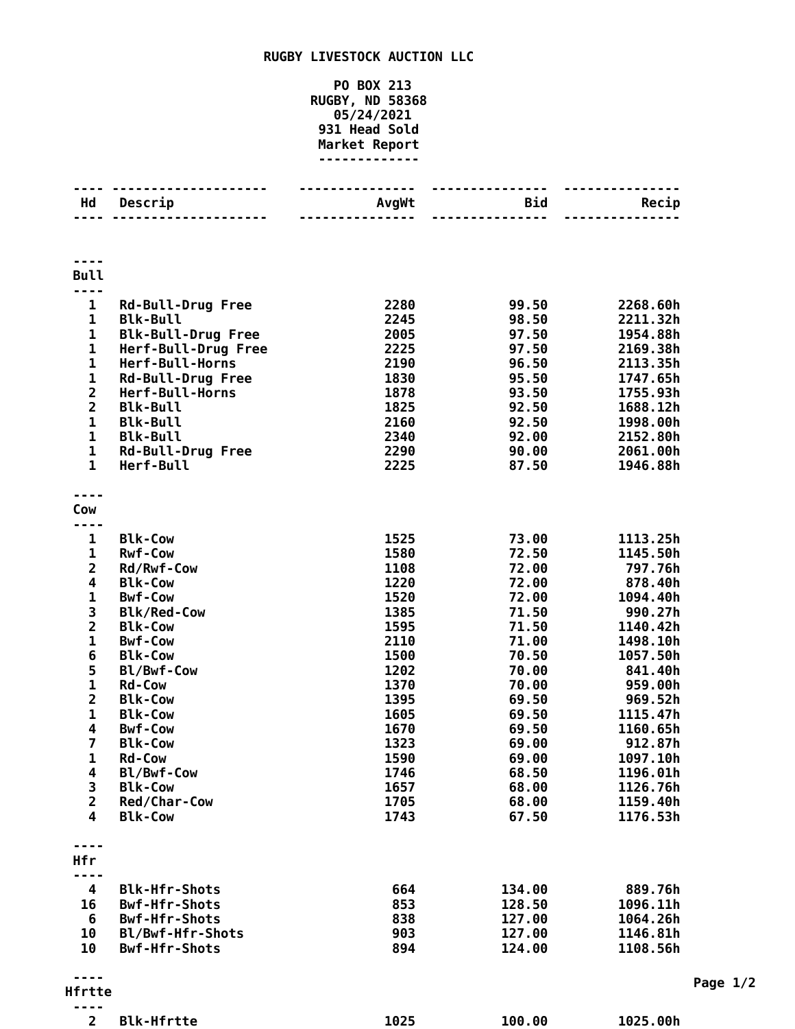# RUGBY LIVESTOCK AUCTION LLC

PO BOX 213
RUGBY, ND 58368
05/24/2021
931 Head Sold
Market Report

| Hd | Descrip | AvgWt | Bid | Recip |
|---|---|---|---|---|
| **Bull** | | | | |
| 1 | Rd-Bull-Drug Free | 2280 | 99.50 | 2268.60h |
| 1 | Blk-Bull | 2245 | 98.50 | 2211.32h |
| 1 | Blk-Bull-Drug Free | 2005 | 97.50 | 1954.88h |
| 1 | Herf-Bull-Drug Free | 2225 | 97.50 | 2169.38h |
| 1 | Herf-Bull-Horns | 2190 | 96.50 | 2113.35h |
| 1 | Rd-Bull-Drug Free | 1830 | 95.50 | 1747.65h |
| 2 | Herf-Bull-Horns | 1878 | 93.50 | 1755.93h |
| 2 | Blk-Bull | 1825 | 92.50 | 1688.12h |
| 1 | Blk-Bull | 2160 | 92.50 | 1998.00h |
| 1 | Blk-Bull | 2340 | 92.00 | 2152.80h |
| 1 | Rd-Bull-Drug Free | 2290 | 90.00 | 2061.00h |
| 1 | Herf-Bull | 2225 | 87.50 | 1946.88h |
| **Cow** | | | | |
| 1 | Blk-Cow | 1525 | 73.00 | 1113.25h |
| 1 | Rwf-Cow | 1580 | 72.50 | 1145.50h |
| 2 | Rd/Rwf-Cow | 1108 | 72.00 | 797.76h |
| 4 | Blk-Cow | 1220 | 72.00 | 878.40h |
| 1 | Bwf-Cow | 1520 | 72.00 | 1094.40h |
| 3 | Blk/Red-Cow | 1385 | 71.50 | 990.27h |
| 2 | Blk-Cow | 1595 | 71.50 | 1140.42h |
| 1 | Bwf-Cow | 2110 | 71.00 | 1498.10h |
| 6 | Blk-Cow | 1500 | 70.50 | 1057.50h |
| 5 | Bl/Bwf-Cow | 1202 | 70.00 | 841.40h |
| 1 | Rd-Cow | 1370 | 70.00 | 959.00h |
| 2 | Blk-Cow | 1395 | 69.50 | 969.52h |
| 1 | Blk-Cow | 1605 | 69.50 | 1115.47h |
| 4 | Bwf-Cow | 1670 | 69.50 | 1160.65h |
| 7 | Blk-Cow | 1323 | 69.00 | 912.87h |
| 1 | Rd-Cow | 1590 | 69.00 | 1097.10h |
| 4 | Bl/Bwf-Cow | 1746 | 68.50 | 1196.01h |
| 3 | Blk-Cow | 1657 | 68.00 | 1126.76h |
| 2 | Red/Char-Cow | 1705 | 68.00 | 1159.40h |
| 4 | Blk-Cow | 1743 | 67.50 | 1176.53h |
| **Hfr** | | | | |
| 4 | Blk-Hfr-Shots | 664 | 134.00 | 889.76h |
| 16 | Bwf-Hfr-Shots | 853 | 128.50 | 1096.11h |
| 6 | Bwf-Hfr-Shots | 838 | 127.00 | 1064.26h |
| 10 | Bl/Bwf-Hfr-Shots | 903 | 127.00 | 1146.81h |
| 10 | Bwf-Hfr-Shots | 894 | 124.00 | 1108.56h |
| **Hfrtte** | | | | |
| 2 | Blk-Hfrtte | 1025 | 100.00 | 1025.00h |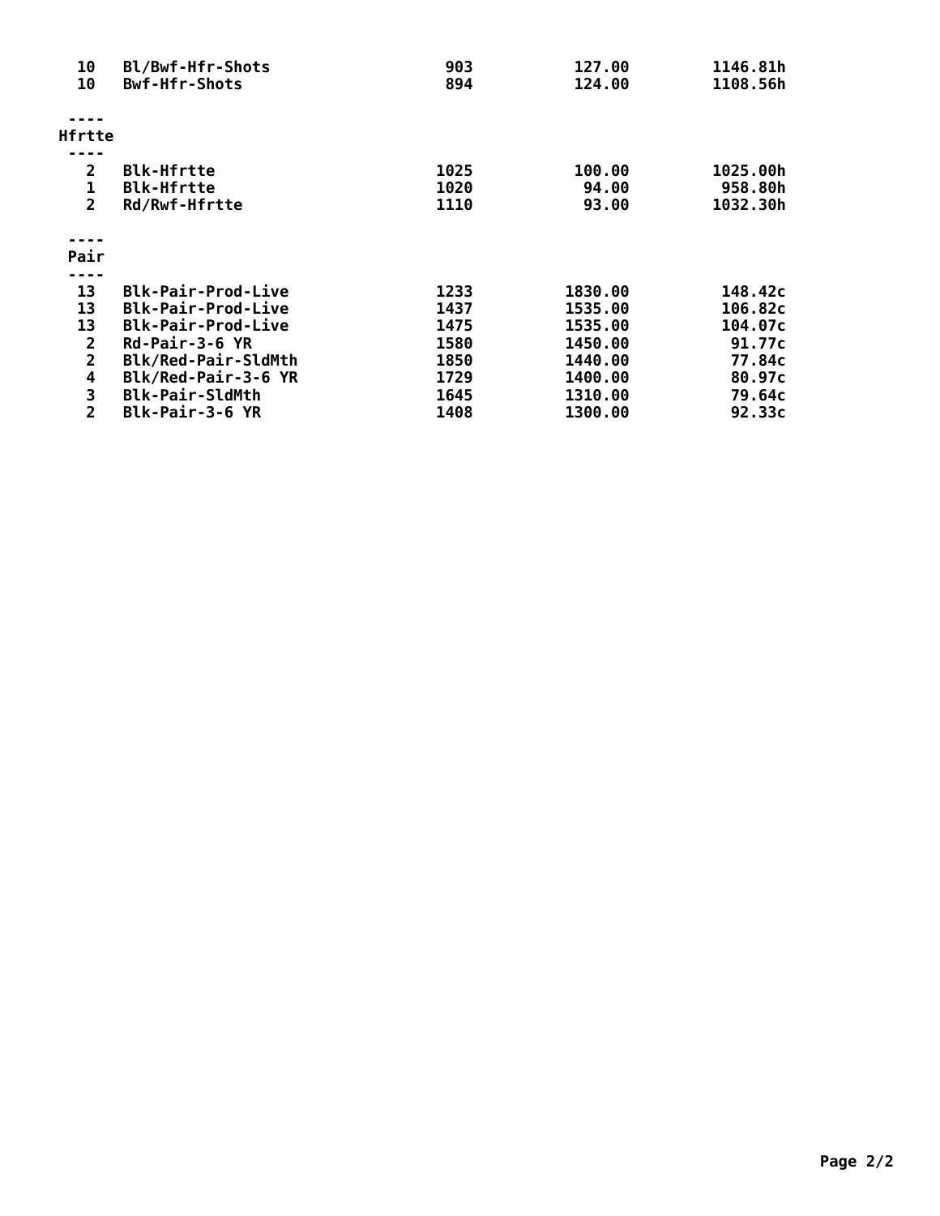| | | | | |
|---|---|---|---|---|
| 10 | Bl/Bwf-Hfr-Shots | 903 | 127.00 | 1146.81h |
| 10 | Bwf-Hfr-Shots | 894 | 124.00 | 1108.56h |

----
Hfrtte
----

| | | | | |
|---|---|---|---|---|
| 2 | Blk-Hfrtte | 1025 | 100.00 | 1025.00h |
| 1 | Blk-Hfrtte | 1020 | 94.00 | 958.80h |
| 2 | Rd/Rwf-Hfrtte | 1110 | 93.00 | 1032.30h |

----
Pair
----

| | | | | |
|---|---|---|---|---|
| 13 | Blk-Pair-Prod-Live | 1233 | 1830.00 | 148.42c |
| 13 | Blk-Pair-Prod-Live | 1437 | 1535.00 | 106.82c |
| 13 | Blk-Pair-Prod-Live | 1475 | 1535.00 | 104.07c |
| 2 | Rd-Pair-3-6 YR | 1580 | 1450.00 | 91.77c |
| 2 | Blk/Red-Pair-SldMth | 1850 | 1440.00 | 77.84c |
| 4 | Blk/Red-Pair-3-6 YR | 1729 | 1400.00 | 80.97c |
| 3 | Blk-Pair-SldMth | 1645 | 1310.00 | 79.64c |
| 2 | Blk-Pair-3-6 YR | 1408 | 1300.00 | 92.33c |